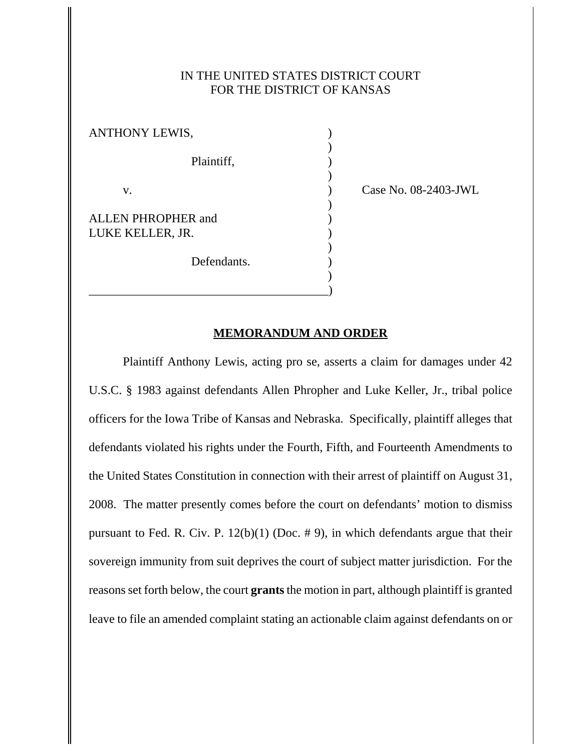IN THE UNITED STATES DISTRICT COURT
FOR THE DISTRICT OF KANSAS

ANTHONY LEWIS,

Plaintiff,

v.

ALLEN PHROPHER and
LUKE KELLER, JR.

Defendants.

Case No. 08-2403-JWL

## MEMORANDUM AND ORDER

Plaintiff Anthony Lewis, acting pro se, asserts a claim for damages under 42 U.S.C. § 1983 against defendants Allen Phropher and Luke Keller, Jr., tribal police officers for the Iowa Tribe of Kansas and Nebraska. Specifically, plaintiff alleges that defendants violated his rights under the Fourth, Fifth, and Fourteenth Amendments to the United States Constitution in connection with their arrest of plaintiff on August 31, 2008. The matter presently comes before the court on defendants' motion to dismiss pursuant to Fed. R. Civ. P. 12(b)(1) (Doc. # 9), in which defendants argue that their sovereign immunity from suit deprives the court of subject matter jurisdiction. For the reasons set forth below, the court **grants** the motion in part, although plaintiff is granted leave to file an amended complaint stating an actionable claim against defendants on or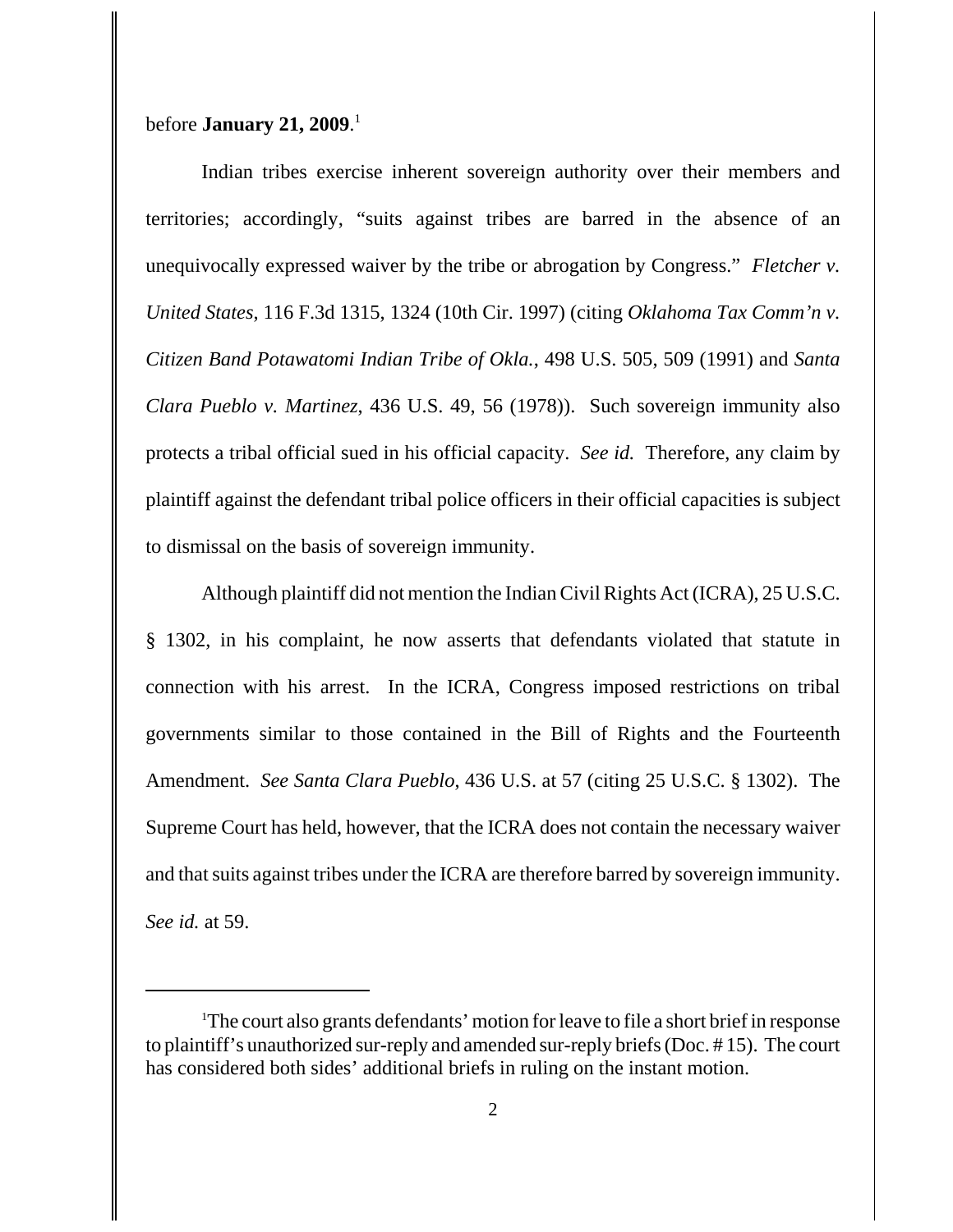before **January 21, 2009**.[1]

Indian tribes exercise inherent sovereign authority over their members and territories; accordingly, "suits against tribes are barred in the absence of an unequivocally expressed waiver by the tribe or abrogation by Congress." *Fletcher v. United States*, 116 F.3d 1315, 1324 (10th Cir. 1997) (citing *Oklahoma Tax Comm'n v. Citizen Band Potawatomi Indian Tribe of Okla.*, 498 U.S. 505, 509 (1991) and *Santa Clara Pueblo v. Martinez*, 436 U.S. 49, 56 (1978)). Such sovereign immunity also protects a tribal official sued in his official capacity. *See id.* Therefore, any claim by plaintiff against the defendant tribal police officers in their official capacities is subject to dismissal on the basis of sovereign immunity.

Although plaintiff did not mention the Indian Civil Rights Act (ICRA), 25 U.S.C. § 1302, in his complaint, he now asserts that defendants violated that statute in connection with his arrest. In the ICRA, Congress imposed restrictions on tribal governments similar to those contained in the Bill of Rights and the Fourteenth Amendment. *See Santa Clara Pueblo*, 436 U.S. at 57 (citing 25 U.S.C. § 1302). The Supreme Court has held, however, that the ICRA does not contain the necessary waiver and that suits against tribes under the ICRA are therefore barred by sovereign immunity. *See id.* at 59.

---

[1]The court also grants defendants' motion for leave to file a short brief in response to plaintiff's unauthorized sur-reply and amended sur-reply briefs (Doc. # 15). The court has considered both sides' additional briefs in ruling on the instant motion.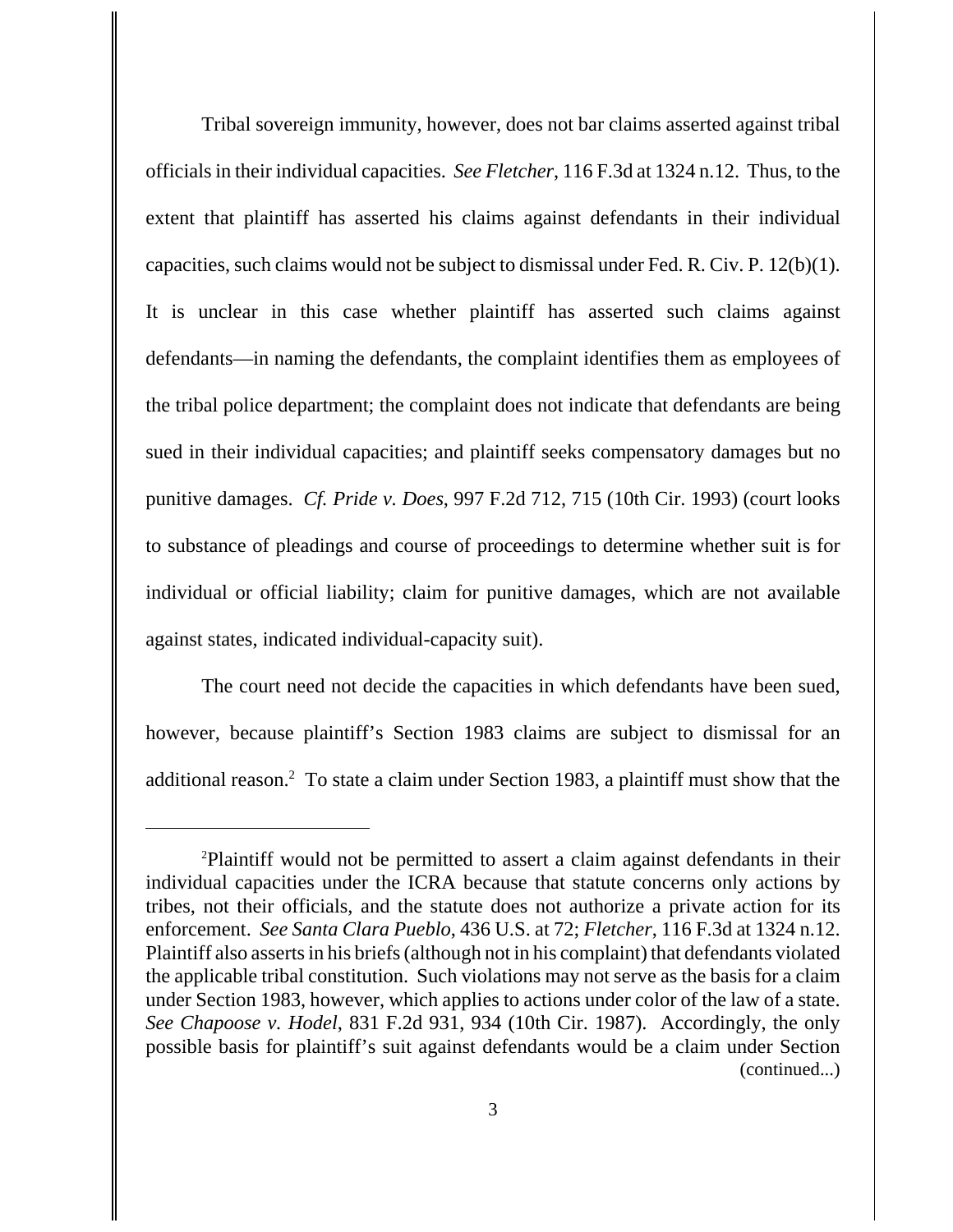Tribal sovereign immunity, however, does not bar claims asserted against tribal officials in their individual capacities. *See Fletcher*, 116 F.3d at 1324 n.12. Thus, to the extent that plaintiff has asserted his claims against defendants in their individual capacities, such claims would not be subject to dismissal under Fed. R. Civ. P. 12(b)(1). It is unclear in this case whether plaintiff has asserted such claims against defendants—in naming the defendants, the complaint identifies them as employees of the tribal police department; the complaint does not indicate that defendants are being sued in their individual capacities; and plaintiff seeks compensatory damages but no punitive damages. *Cf. Pride v. Does*, 997 F.2d 712, 715 (10th Cir. 1993) (court looks to substance of pleadings and course of proceedings to determine whether suit is for individual or official liability; claim for punitive damages, which are not available against states, indicated individual-capacity suit).

The court need not decide the capacities in which defendants have been sued, however, because plaintiff's Section 1983 claims are subject to dismissal for an additional reason.[2] To state a claim under Section 1983, a plaintiff must show that the

---

[2]Plaintiff would not be permitted to assert a claim against defendants in their individual capacities under the ICRA because that statute concerns only actions by tribes, not their officials, and the statute does not authorize a private action for its enforcement. *See Santa Clara Pueblo*, 436 U.S. at 72; *Fletcher*, 116 F.3d at 1324 n.12. Plaintiff also asserts in his briefs (although not in his complaint) that defendants violated the applicable tribal constitution. Such violations may not serve as the basis for a claim under Section 1983, however, which applies to actions under color of the law of a state. *See Chapoose v. Hodel*, 831 F.2d 931, 934 (10th Cir. 1987). Accordingly, the only possible basis for plaintiff's suit against defendants would be a claim under Section (continued...)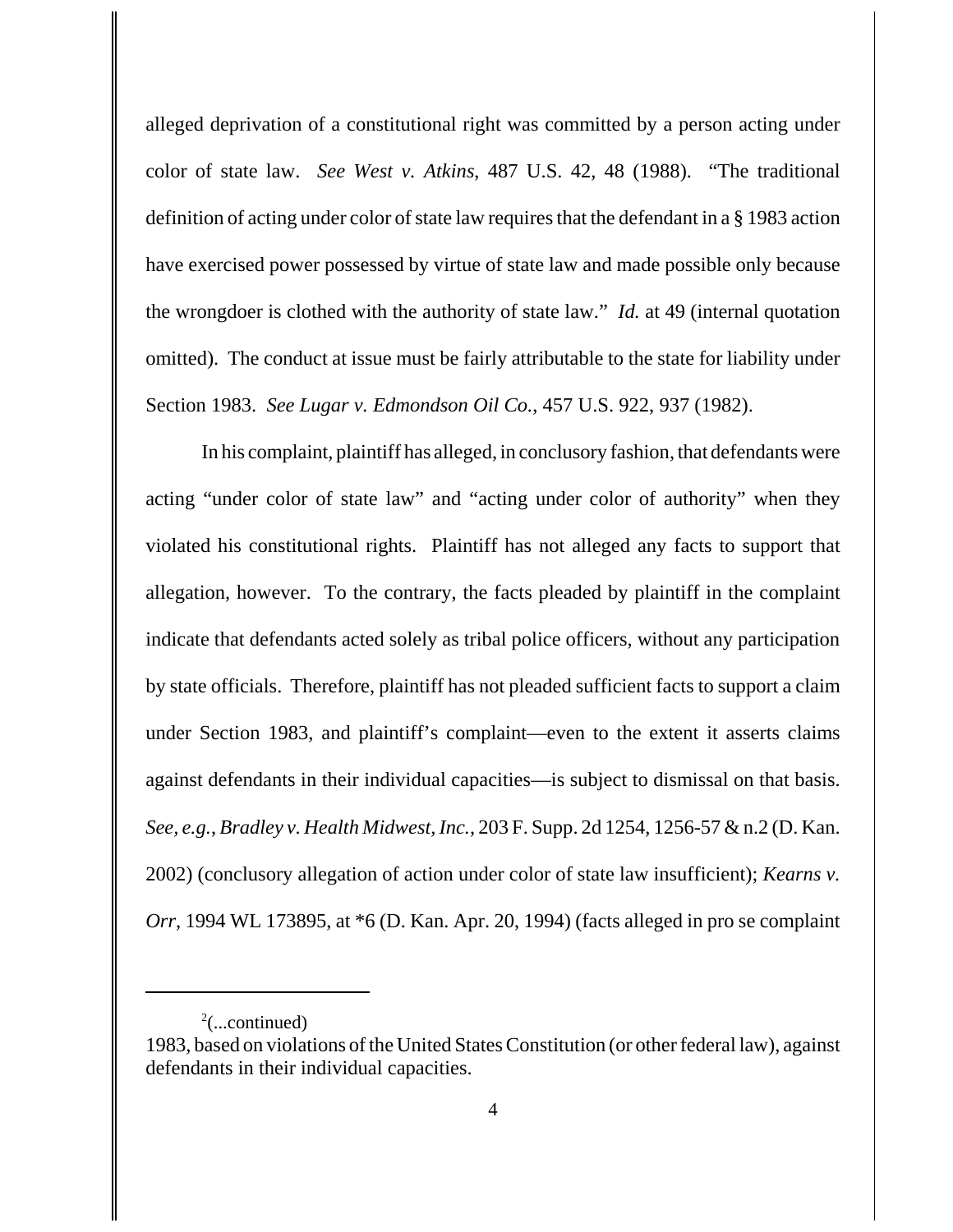alleged deprivation of a constitutional right was committed by a person acting under color of state law. *See West v. Atkins*, 487 U.S. 42, 48 (1988). "The traditional definition of acting under color of state law requires that the defendant in a § 1983 action have exercised power possessed by virtue of state law and made possible only because the wrongdoer is clothed with the authority of state law." *Id.* at 49 (internal quotation omitted). The conduct at issue must be fairly attributable to the state for liability under Section 1983. *See Lugar v. Edmondson Oil Co.*, 457 U.S. 922, 937 (1982).

In his complaint, plaintiff has alleged, in conclusory fashion, that defendants were acting "under color of state law" and "acting under color of authority" when they violated his constitutional rights. Plaintiff has not alleged any facts to support that allegation, however. To the contrary, the facts pleaded by plaintiff in the complaint indicate that defendants acted solely as tribal police officers, without any participation by state officials. Therefore, plaintiff has not pleaded sufficient facts to support a claim under Section 1983, and plaintiff's complaint—even to the extent it asserts claims against defendants in their individual capacities—is subject to dismissal on that basis. *See, e.g.*, *Bradley v. Health Midwest, Inc.*, 203 F. Supp. 2d 1254, 1256-57 & n.2 (D. Kan. 2002) (conclusory allegation of action under color of state law insufficient); *Kearns v. Orr*, 1994 WL 173895, at *6 (D. Kan. Apr. 20, 1994) (facts alleged in pro se complaint

---

[2](...continued)
1983, based on violations of the United States Constitution (or other federal law), against defendants in their individual capacities.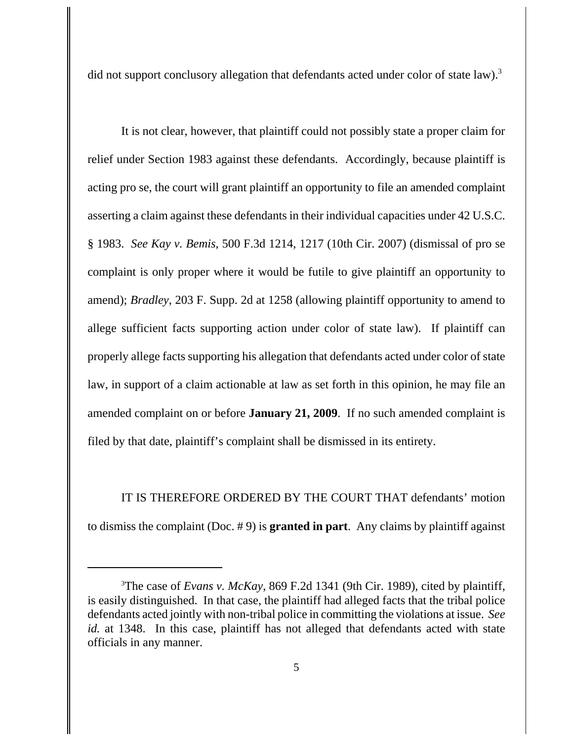did not support conclusory allegation that defendants acted under color of state law).[3]

It is not clear, however, that plaintiff could not possibly state a proper claim for relief under Section 1983 against these defendants. Accordingly, because plaintiff is acting pro se, the court will grant plaintiff an opportunity to file an amended complaint asserting a claim against these defendants in their individual capacities under 42 U.S.C. § 1983. *See Kay v. Bemis*, 500 F.3d 1214, 1217 (10th Cir. 2007) (dismissal of pro se complaint is only proper where it would be futile to give plaintiff an opportunity to amend); *Bradley*, 203 F. Supp. 2d at 1258 (allowing plaintiff opportunity to amend to allege sufficient facts supporting action under color of state law). If plaintiff can properly allege facts supporting his allegation that defendants acted under color of state law, in support of a claim actionable at law as set forth in this opinion, he may file an amended complaint on or before **January 21, 2009**. If no such amended complaint is filed by that date, plaintiff's complaint shall be dismissed in its entirety.

IT IS THEREFORE ORDERED BY THE COURT THAT defendants' motion to dismiss the complaint (Doc. # 9) is **granted in part**. Any claims by plaintiff against

---

[3]The case of *Evans v. McKay*, 869 F.2d 1341 (9th Cir. 1989), cited by plaintiff, is easily distinguished. In that case, the plaintiff had alleged facts that the tribal police defendants acted jointly with non-tribal police in committing the violations at issue. *See id.* at 1348. In this case, plaintiff has not alleged that defendants acted with state officials in any manner.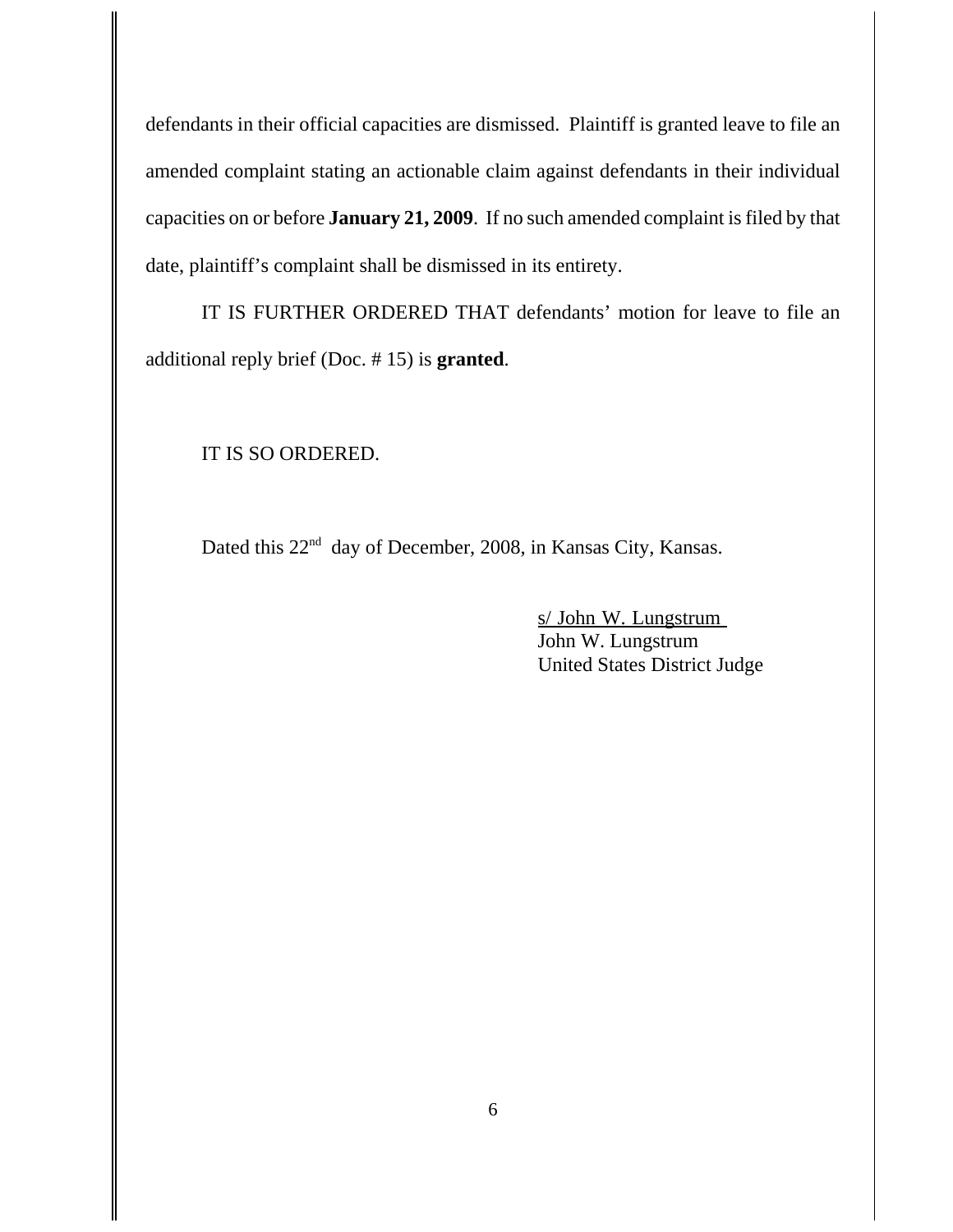defendants in their official capacities are dismissed. Plaintiff is granted leave to file an amended complaint stating an actionable claim against defendants in their individual capacities on or before **January 21, 2009**. If no such amended complaint is filed by that date, plaintiff's complaint shall be dismissed in its entirety.

IT IS FURTHER ORDERED THAT defendants' motion for leave to file an additional reply brief (Doc. # 15) is **granted**.

IT IS SO ORDERED.

Dated this 22nd day of December, 2008, in Kansas City, Kansas.

s/ John W. Lungstrum
John W. Lungstrum
United States District Judge